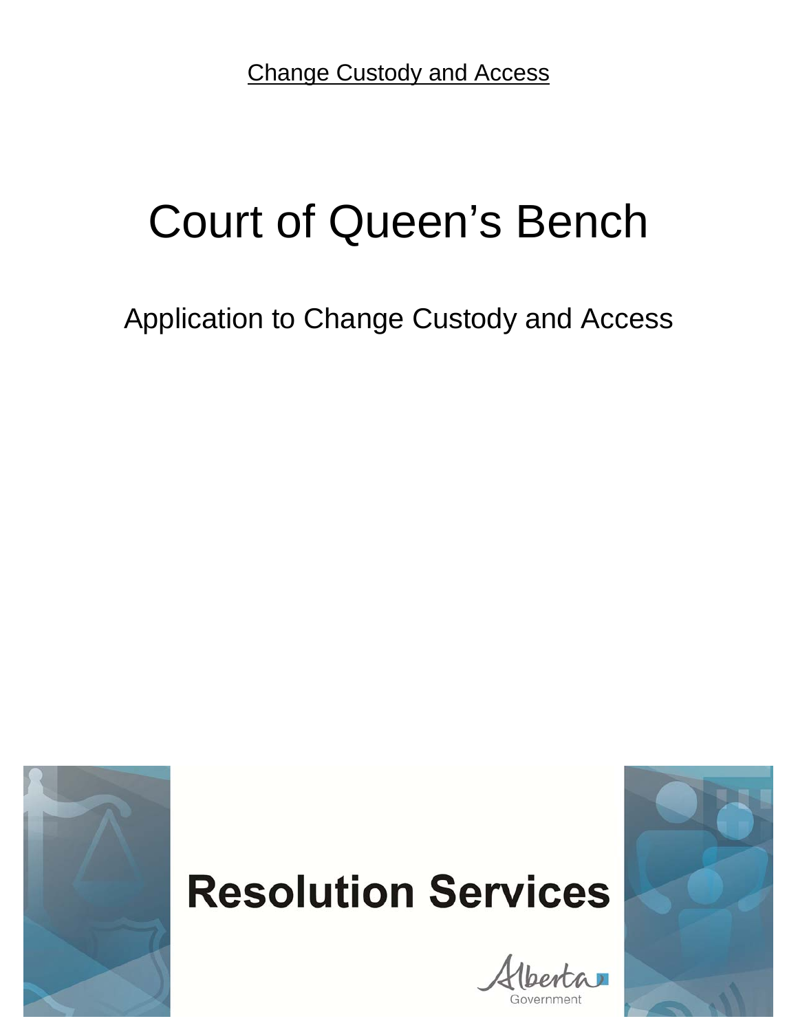# Court of Queen's Bench

## Application to Change Custody and Access

**Resolution Services**

Alberta Government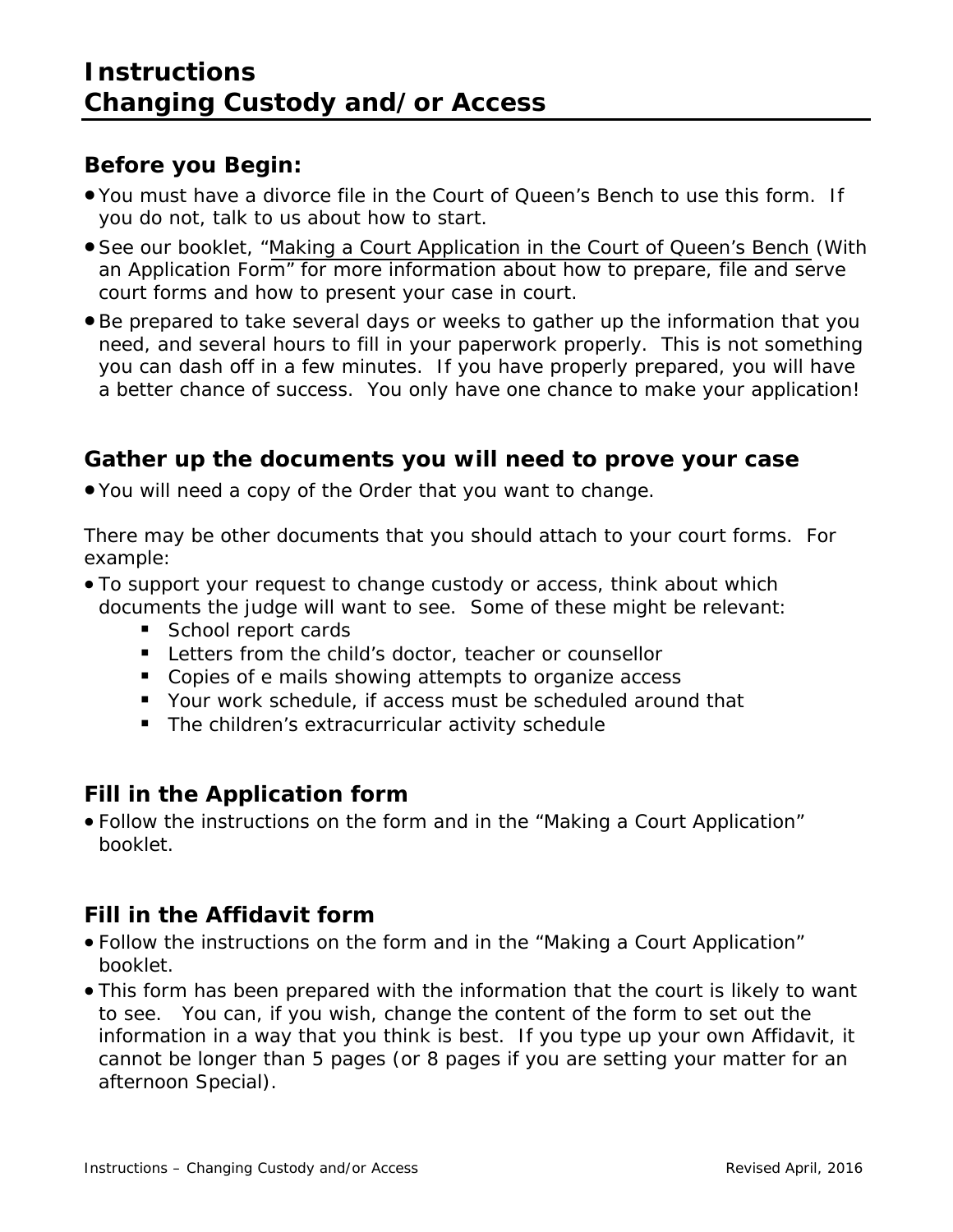# Instructions
# Changing Custody and/or Access

## Before you Begin:

- You must have a divorce file in the Court of Queen's Bench to use this form. If you do not, talk to us about how to start.
- See our booklet, "Making a Court Application in the Court of Queen's Bench (With an Application Form" for more information about how to prepare, file and serve court forms and how to present your case in court.
- Be prepared to take several days or weeks to gather up the information that you need, and several hours to fill in your paperwork properly. This is not something you can dash off in a few minutes. If you have properly prepared, you will have a better chance of success. You only have one chance to make your application!

## Gather up the documents you will need to prove your case

- You will need a copy of the Order that you want to change.

There may be other documents that you should attach to your court forms. For example:

- To support your request to change custody or access, think about which documents the judge will want to see. Some of these might be relevant:
  - School report cards
  - Letters from the child's doctor, teacher or counsellor
  - Copies of e mails showing attempts to organize access
  - Your work schedule, if access must be scheduled around that
  - The children's extracurricular activity schedule

## Fill in the Application form

- Follow the instructions on the form and in the "Making a Court Application" booklet.

## Fill in the Affidavit form

- Follow the instructions on the form and in the "Making a Court Application" booklet.
- This form has been prepared with the information that the court is likely to want to see. You can, if you wish, change the content of the form to set out the information in a way that you think is best. If you type up your own Affidavit, it cannot be longer than 5 pages (or 8 pages if you are setting your matter for an afternoon Special).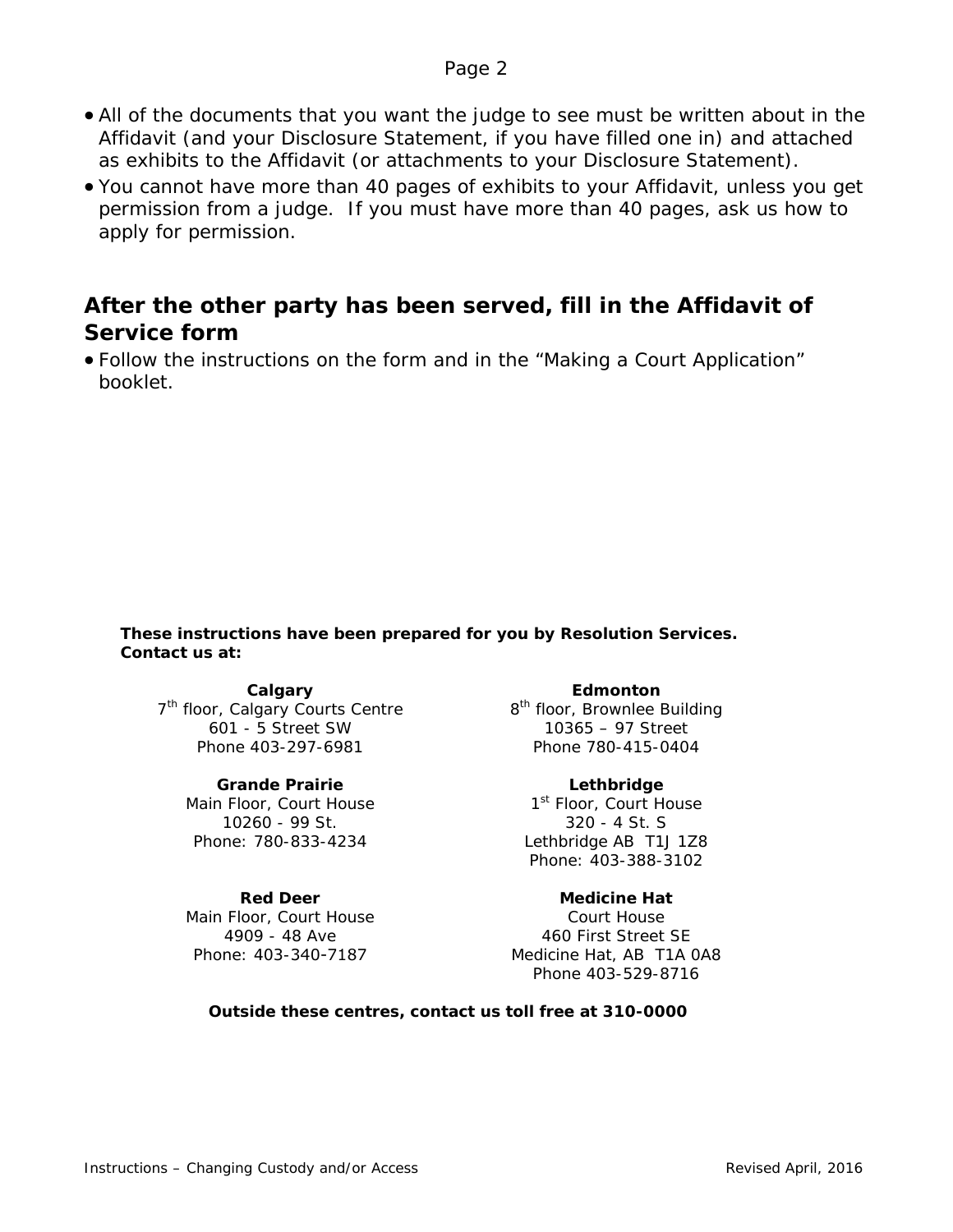- All of the documents that you want the judge to see must be written about in the Affidavit (and your Disclosure Statement, if you have filled one in) and attached as exhibits to the Affidavit (or attachments to your Disclosure Statement).
- You cannot have more than 40 pages of exhibits to your Affidavit, unless you get permission from a judge. If you must have more than 40 pages, ask us how to apply for permission.

## After the other party has been served, fill in the Affidavit of Service form

- Follow the instructions on the form and in the “Making a Court Application” booklet.

**These instructions have been prepared for you by Resolution Services. Contact us at:**

**Calgary**
7th floor, Calgary Courts Centre
601 - 5 Street SW
Phone 403-297-6981

**Edmonton**
8th floor, Brownlee Building
10365 – 97 Street
Phone 780-415-0404

**Grande Prairie**
Main Floor, Court House
10260 - 99 St.
Phone: 780-833-4234

**Lethbridge**
1st Floor, Court House
320 - 4 St. S
Lethbridge AB T1J 1Z8
Phone: 403-388-3102

**Red Deer**
Main Floor, Court House
4909 - 48 Ave
Phone: 403-340-7187

**Medicine Hat**
Court House
460 First Street SE
Medicine Hat, AB T1A 0A8
Phone 403-529-8716

**Outside these centres, contact us toll free at 310-0000**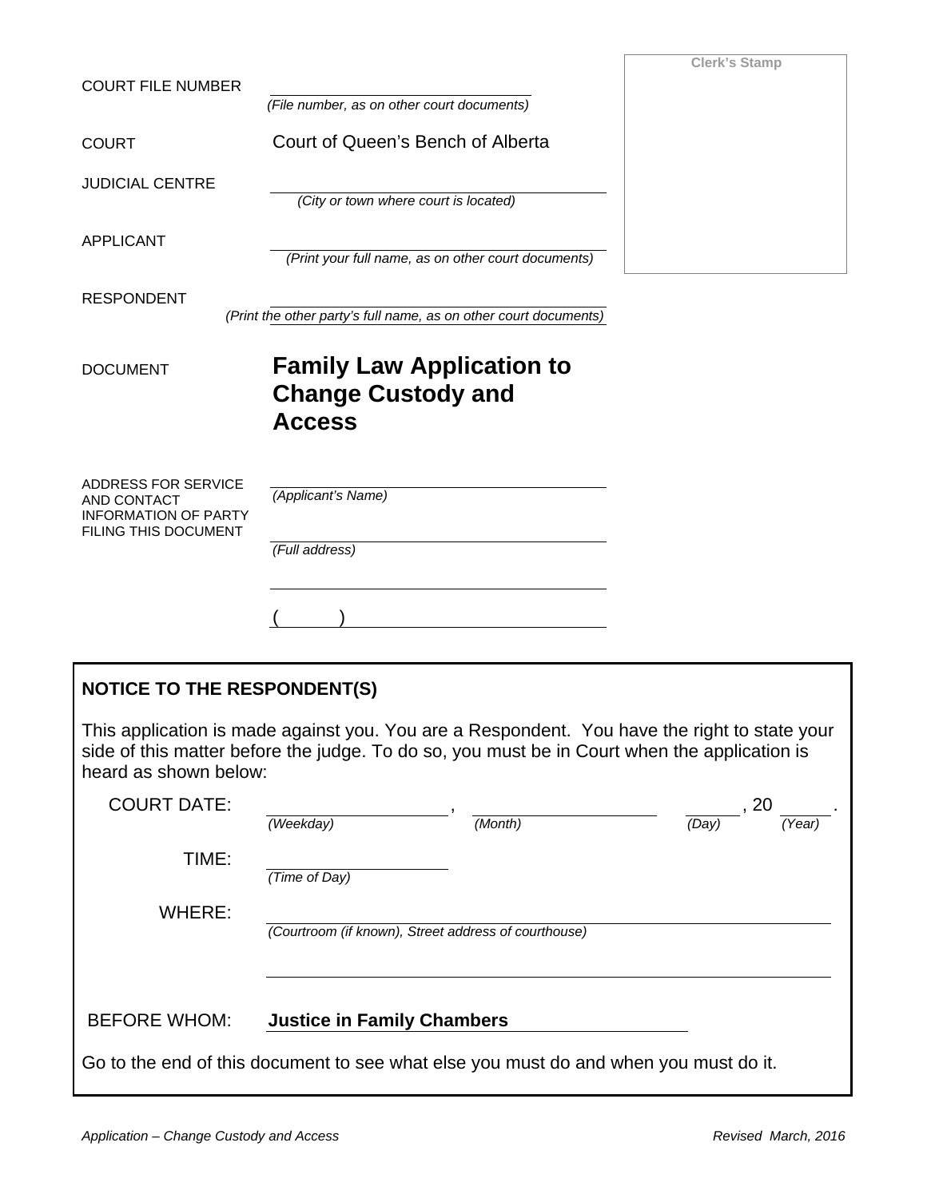| | | Clerk's Stamp |
|---|---|---|
| COURT FILE NUMBER | _______________ *(File number, as on other court documents)* | |
| COURT | Court of Queen's Bench of Alberta | |
| JUDICIAL CENTRE | _______________ *(City or town where court is located)* | |
| APPLICANT | _______________ *(Print your full name, as on other court documents)* | |
| RESPONDENT | _______________ *(Print the other party's full name, as on other court documents)* | |
| DOCUMENT | **Family Law Application to Change Custody and Access** | |
| ADDRESS FOR SERVICE AND CONTACT INFORMATION OF PARTY FILING THIS DOCUMENT | _______________ *(Applicant's Name)* <br> _______________ *(Full address)* <br> _______________ <br> ( ) _______________ | |

## NOTICE TO THE RESPONDENT(S)

This application is made against you. You are a Respondent. You have the right to state your side of this matter before the judge. To do so, you must be in Court when the application is heard as shown below:

COURT DATE: _______________ *(Weekday)*, _______________ *(Month)* _____ *(Day)*, 20 _____ *(Year)*.

TIME: _______________ *(Time of Day)*

WHERE: _______________ *(Courtroom (if known), Street address of courthouse)*

_______________

BEFORE WHOM: **Justice in Family Chambers**

Go to the end of this document to see what else you must do and when you must do it.

*Application – Change Custody and Access* *Revised March, 2016*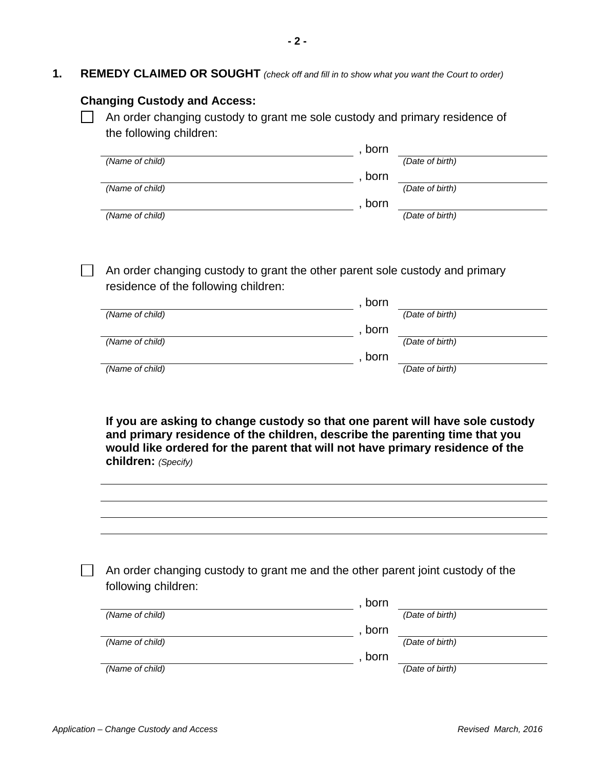## 1. REMEDY CLAIMED OR SOUGHT *(check off and fill in to show what you want the Court to order)*

### Changing Custody and Access:

☐ An order changing custody to grant me sole custody and primary residence of the following children:

\_\_\_\_\_\_\_\_\_\_\_\_\_\_\_\_\_\_\_\_\_\_\_\_\_\_\_\_\_\_, born \_\_\_\_\_\_\_\_\_\_\_\_\_\_\_\_\_\_
*(Name of child)* *(Date of birth)*

\_\_\_\_\_\_\_\_\_\_\_\_\_\_\_\_\_\_\_\_\_\_\_\_\_\_\_\_\_\_, born \_\_\_\_\_\_\_\_\_\_\_\_\_\_\_\_\_\_
*(Name of child)* *(Date of birth)*

\_\_\_\_\_\_\_\_\_\_\_\_\_\_\_\_\_\_\_\_\_\_\_\_\_\_\_\_\_\_, born \_\_\_\_\_\_\_\_\_\_\_\_\_\_\_\_\_\_
*(Name of child)* *(Date of birth)*

☐ An order changing custody to grant the other parent sole custody and primary residence of the following children:

\_\_\_\_\_\_\_\_\_\_\_\_\_\_\_\_\_\_\_\_\_\_\_\_\_\_\_\_\_\_, born \_\_\_\_\_\_\_\_\_\_\_\_\_\_\_\_\_\_
*(Name of child)* *(Date of birth)*

\_\_\_\_\_\_\_\_\_\_\_\_\_\_\_\_\_\_\_\_\_\_\_\_\_\_\_\_\_\_, born \_\_\_\_\_\_\_\_\_\_\_\_\_\_\_\_\_\_
*(Name of child)* *(Date of birth)*

\_\_\_\_\_\_\_\_\_\_\_\_\_\_\_\_\_\_\_\_\_\_\_\_\_\_\_\_\_\_, born \_\_\_\_\_\_\_\_\_\_\_\_\_\_\_\_\_\_
*(Name of child)* *(Date of birth)*

**If you are asking to change custody so that one parent will have sole custody and primary residence of the children, describe the parenting time that you would like ordered for the parent that will not have primary residence of the children:** *(Specify)*

\_\_\_\_\_\_\_\_\_\_\_\_\_\_\_\_\_\_\_\_\_\_\_\_\_\_\_\_\_\_\_\_\_\_\_\_\_\_\_\_\_\_\_\_\_\_\_\_\_\_\_\_\_\_\_\_

\_\_\_\_\_\_\_\_\_\_\_\_\_\_\_\_\_\_\_\_\_\_\_\_\_\_\_\_\_\_\_\_\_\_\_\_\_\_\_\_\_\_\_\_\_\_\_\_\_\_\_\_\_\_\_\_

\_\_\_\_\_\_\_\_\_\_\_\_\_\_\_\_\_\_\_\_\_\_\_\_\_\_\_\_\_\_\_\_\_\_\_\_\_\_\_\_\_\_\_\_\_\_\_\_\_\_\_\_\_\_\_\_

\_\_\_\_\_\_\_\_\_\_\_\_\_\_\_\_\_\_\_\_\_\_\_\_\_\_\_\_\_\_\_\_\_\_\_\_\_\_\_\_\_\_\_\_\_\_\_\_\_\_\_\_\_\_\_\_

☐ An order changing custody to grant me and the other parent joint custody of the following children:

\_\_\_\_\_\_\_\_\_\_\_\_\_\_\_\_\_\_\_\_\_\_\_\_\_\_\_\_\_\_, born \_\_\_\_\_\_\_\_\_\_\_\_\_\_\_\_\_\_
*(Name of child)* *(Date of birth)*

\_\_\_\_\_\_\_\_\_\_\_\_\_\_\_\_\_\_\_\_\_\_\_\_\_\_\_\_\_\_, born \_\_\_\_\_\_\_\_\_\_\_\_\_\_\_\_\_\_
*(Name of child)* *(Date of birth)*

\_\_\_\_\_\_\_\_\_\_\_\_\_\_\_\_\_\_\_\_\_\_\_\_\_\_\_\_\_\_, born \_\_\_\_\_\_\_\_\_\_\_\_\_\_\_\_\_\_
*(Name of child)* *(Date of birth)*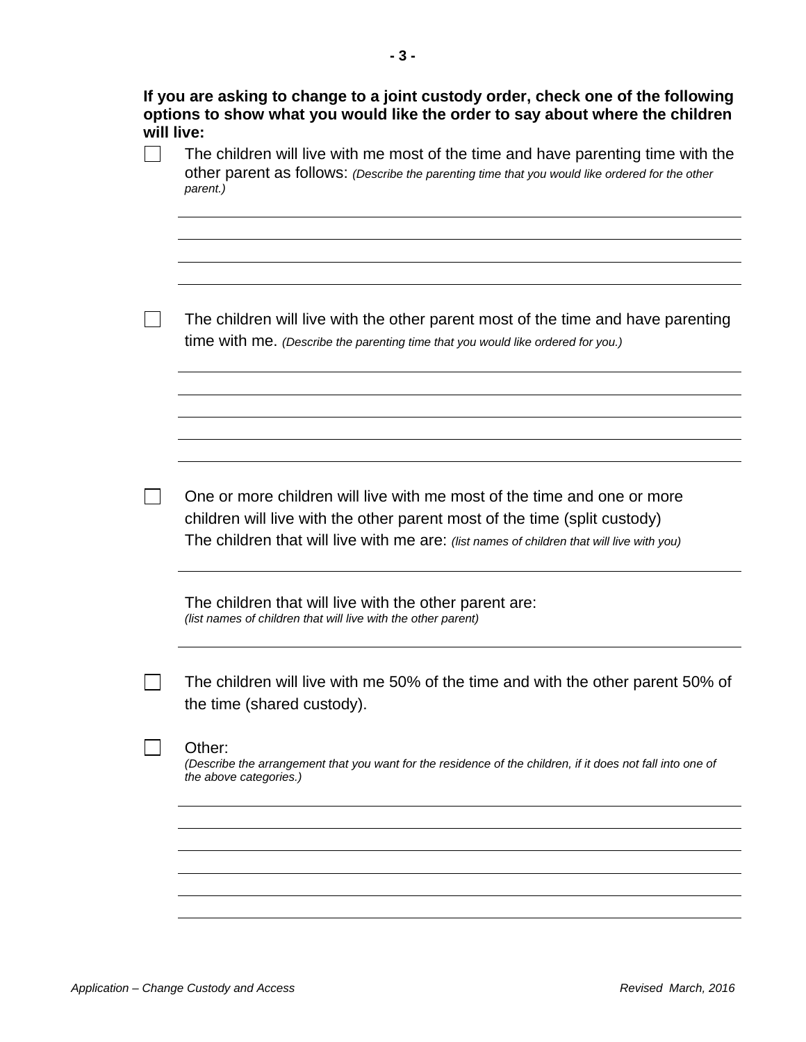**If you are asking to change to a joint custody order, check one of the following options to show what you would like the order to say about where the children will live:**

☐ The children will live with me most of the time and have parenting time with the other parent as follows: *(Describe the parenting time that you would like ordered for the other parent.)*

\_\_\_\_\_\_\_\_\_\_\_\_\_\_\_\_\_\_\_\_\_\_\_\_\_\_\_\_\_\_\_\_\_\_\_\_\_\_\_\_\_\_\_\_\_\_\_\_\_\_\_\_\_\_\_\_\_\_\_\_\_\_\_\_\_\_\_\_\_\_

\_\_\_\_\_\_\_\_\_\_\_\_\_\_\_\_\_\_\_\_\_\_\_\_\_\_\_\_\_\_\_\_\_\_\_\_\_\_\_\_\_\_\_\_\_\_\_\_\_\_\_\_\_\_\_\_\_\_\_\_\_\_\_\_\_\_\_\_\_\_

\_\_\_\_\_\_\_\_\_\_\_\_\_\_\_\_\_\_\_\_\_\_\_\_\_\_\_\_\_\_\_\_\_\_\_\_\_\_\_\_\_\_\_\_\_\_\_\_\_\_\_\_\_\_\_\_\_\_\_\_\_\_\_\_\_\_\_\_\_\_

\_\_\_\_\_\_\_\_\_\_\_\_\_\_\_\_\_\_\_\_\_\_\_\_\_\_\_\_\_\_\_\_\_\_\_\_\_\_\_\_\_\_\_\_\_\_\_\_\_\_\_\_\_\_\_\_\_\_\_\_\_\_\_\_\_\_\_\_\_\_

☐ The children will live with the other parent most of the time and have parenting time with me. *(Describe the parenting time that you would like ordered for you.)*

\_\_\_\_\_\_\_\_\_\_\_\_\_\_\_\_\_\_\_\_\_\_\_\_\_\_\_\_\_\_\_\_\_\_\_\_\_\_\_\_\_\_\_\_\_\_\_\_\_\_\_\_\_\_\_\_\_\_\_\_\_\_\_\_\_\_\_\_\_\_

\_\_\_\_\_\_\_\_\_\_\_\_\_\_\_\_\_\_\_\_\_\_\_\_\_\_\_\_\_\_\_\_\_\_\_\_\_\_\_\_\_\_\_\_\_\_\_\_\_\_\_\_\_\_\_\_\_\_\_\_\_\_\_\_\_\_\_\_\_\_

\_\_\_\_\_\_\_\_\_\_\_\_\_\_\_\_\_\_\_\_\_\_\_\_\_\_\_\_\_\_\_\_\_\_\_\_\_\_\_\_\_\_\_\_\_\_\_\_\_\_\_\_\_\_\_\_\_\_\_\_\_\_\_\_\_\_\_\_\_\_

\_\_\_\_\_\_\_\_\_\_\_\_\_\_\_\_\_\_\_\_\_\_\_\_\_\_\_\_\_\_\_\_\_\_\_\_\_\_\_\_\_\_\_\_\_\_\_\_\_\_\_\_\_\_\_\_\_\_\_\_\_\_\_\_\_\_\_\_\_\_

\_\_\_\_\_\_\_\_\_\_\_\_\_\_\_\_\_\_\_\_\_\_\_\_\_\_\_\_\_\_\_\_\_\_\_\_\_\_\_\_\_\_\_\_\_\_\_\_\_\_\_\_\_\_\_\_\_\_\_\_\_\_\_\_\_\_\_\_\_\_

☐ One or more children will live with me most of the time and one or more children will live with the other parent most of the time (split custody)
The children that will live with me are: *(list names of children that will live with you)*

\_\_\_\_\_\_\_\_\_\_\_\_\_\_\_\_\_\_\_\_\_\_\_\_\_\_\_\_\_\_\_\_\_\_\_\_\_\_\_\_\_\_\_\_\_\_\_\_\_\_\_\_\_\_\_\_\_\_\_\_\_\_\_\_\_\_\_\_\_\_

The children that will live with the other parent are:
*(list names of children that will live with the other parent)*

\_\_\_\_\_\_\_\_\_\_\_\_\_\_\_\_\_\_\_\_\_\_\_\_\_\_\_\_\_\_\_\_\_\_\_\_\_\_\_\_\_\_\_\_\_\_\_\_\_\_\_\_\_\_\_\_\_\_\_\_\_\_\_\_\_\_\_\_\_\_

☐ The children will live with me 50% of the time and with the other parent 50% of the time (shared custody).

☐ Other:
*(Describe the arrangement that you want for the residence of the children, if it does not fall into one of the above categories.)*

\_\_\_\_\_\_\_\_\_\_\_\_\_\_\_\_\_\_\_\_\_\_\_\_\_\_\_\_\_\_\_\_\_\_\_\_\_\_\_\_\_\_\_\_\_\_\_\_\_\_\_\_\_\_\_\_\_\_\_\_\_\_\_\_\_\_\_\_\_\_

\_\_\_\_\_\_\_\_\_\_\_\_\_\_\_\_\_\_\_\_\_\_\_\_\_\_\_\_\_\_\_\_\_\_\_\_\_\_\_\_\_\_\_\_\_\_\_\_\_\_\_\_\_\_\_\_\_\_\_\_\_\_\_\_\_\_\_\_\_\_

\_\_\_\_\_\_\_\_\_\_\_\_\_\_\_\_\_\_\_\_\_\_\_\_\_\_\_\_\_\_\_\_\_\_\_\_\_\_\_\_\_\_\_\_\_\_\_\_\_\_\_\_\_\_\_\_\_\_\_\_\_\_\_\_\_\_\_\_\_\_

\_\_\_\_\_\_\_\_\_\_\_\_\_\_\_\_\_\_\_\_\_\_\_\_\_\_\_\_\_\_\_\_\_\_\_\_\_\_\_\_\_\_\_\_\_\_\_\_\_\_\_\_\_\_\_\_\_\_\_\_\_\_\_\_\_\_\_\_\_\_

\_\_\_\_\_\_\_\_\_\_\_\_\_\_\_\_\_\_\_\_\_\_\_\_\_\_\_\_\_\_\_\_\_\_\_\_\_\_\_\_\_\_\_\_\_\_\_\_\_\_\_\_\_\_\_\_\_\_\_\_\_\_\_\_\_\_\_\_\_\_

\_\_\_\_\_\_\_\_\_\_\_\_\_\_\_\_\_\_\_\_\_\_\_\_\_\_\_\_\_\_\_\_\_\_\_\_\_\_\_\_\_\_\_\_\_\_\_\_\_\_\_\_\_\_\_\_\_\_\_\_\_\_\_\_\_\_\_\_\_\_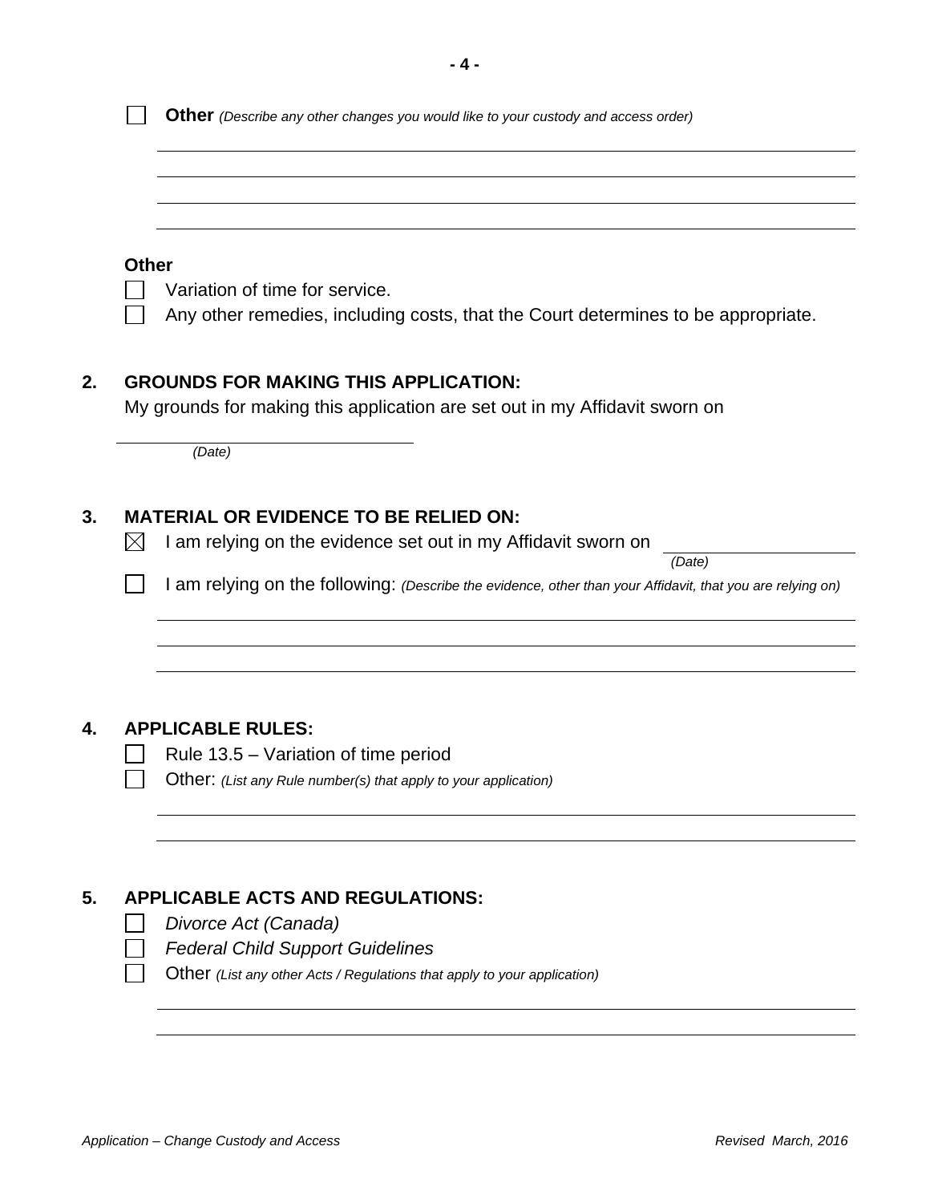☐ **Other** *(Describe any other changes you would like to your custody and access order)*

______________________________________________________________________

______________________________________________________________________

______________________________________________________________________

______________________________________________________________________

**Other**

☐ Variation of time for service.

☐ Any other remedies, including costs, that the Court determines to be appropriate.

**2. GROUNDS FOR MAKING THIS APPLICATION:**

My grounds for making this application are set out in my Affidavit sworn on

______________________________
*(Date)*

**3. MATERIAL OR EVIDENCE TO BE RELIED ON:**

☒ I am relying on the evidence set out in my Affidavit sworn on ______________ *(Date)*

☐ I am relying on the following: *(Describe the evidence, other than your Affidavit, that you are relying on)*

______________________________________________________________________

______________________________________________________________________

______________________________________________________________________

**4. APPLICABLE RULES:**

☐ Rule 13.5 – Variation of time period

☐ Other: *(List any Rule number(s) that apply to your application)*

______________________________________________________________________

______________________________________________________________________

**5. APPLICABLE ACTS AND REGULATIONS:**

☐ *Divorce Act (Canada)*

☐ *Federal Child Support Guidelines*

☐ Other *(List any other Acts / Regulations that apply to your application)*

______________________________________________________________________

______________________________________________________________________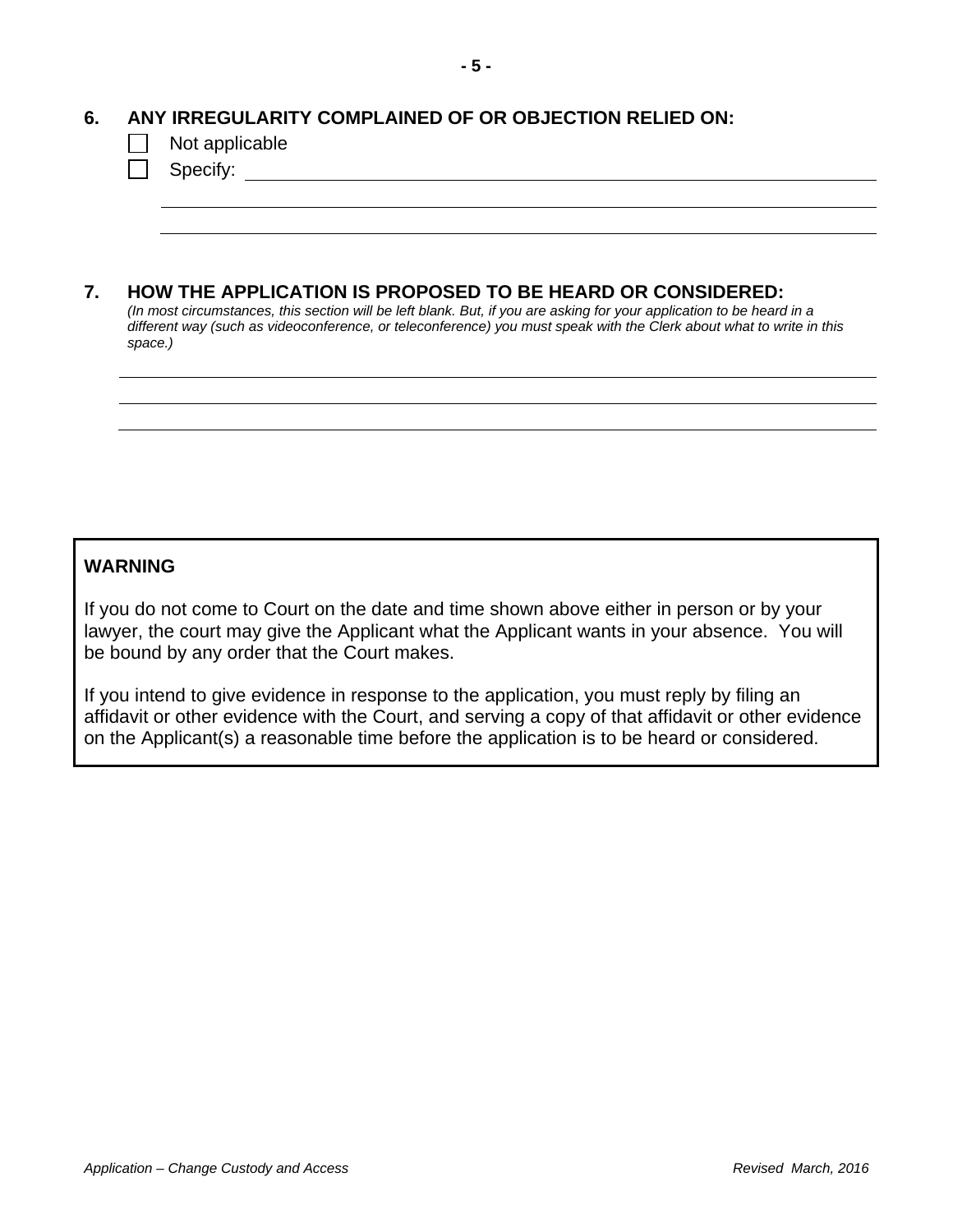## 6. ANY IRREGULARITY COMPLAINED OF OR OBJECTION RELIED ON:

☐ Not applicable

☐ Specify: ______________________________________________

______________________________________________

______________________________________________

## 7. HOW THE APPLICATION IS PROPOSED TO BE HEARD OR CONSIDERED:

*(In most circumstances, this section will be left blank. But, if you are asking for your application to be heard in a different way (such as videoconference, or teleconference) you must speak with the Clerk about what to write in this space.)*

______________________________________________

______________________________________________

______________________________________________

**WARNING**

If you do not come to Court on the date and time shown above either in person or by your lawyer, the court may give the Applicant what the Applicant wants in your absence. You will be bound by any order that the Court makes.

If you intend to give evidence in response to the application, you must reply by filing an affidavit or other evidence with the Court, and serving a copy of that affidavit or other evidence on the Applicant(s) a reasonable time before the application is to be heard or considered.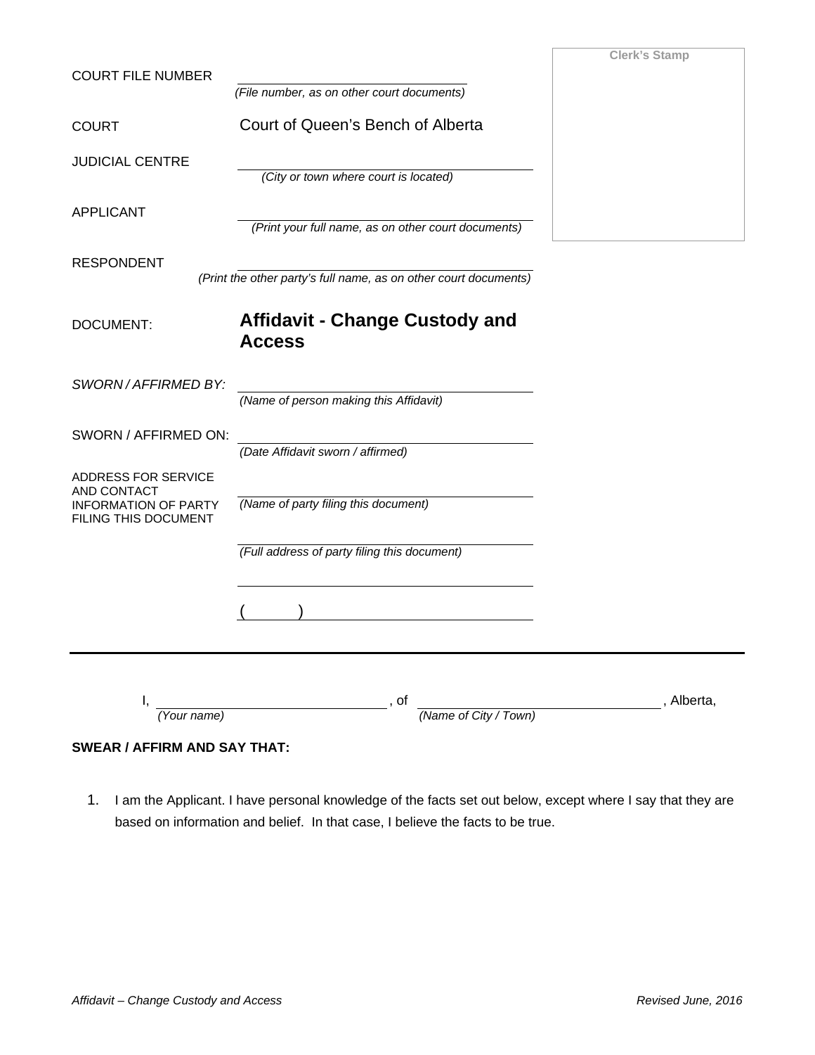Clerk's Stamp

COURT FILE NUMBER ______________________
*(File number, as on other court documents)*

COURT Court of Queen's Bench of Alberta

JUDICIAL CENTRE ______________________
*(City or town where court is located)*

APPLICANT ______________________
*(Print your full name, as on other court documents)*

RESPONDENT ______________________
*(Print the other party's full name, as on other court documents)*

DOCUMENT: **Affidavit - Change Custody and Access**

*SWORN / AFFIRMED BY:* ______________________
*(Name of person making this Affidavit)*

SWORN / AFFIRMED ON: ______________________
*(Date Affidavit sworn / affirmed)*

ADDRESS FOR SERVICE AND CONTACT INFORMATION OF PARTY FILING THIS DOCUMENT

______________________
*(Name of party filing this document)*

______________________
*(Full address of party filing this document)*

______________________

(       ) ______________________

---

I, ______________________ *(Your name)*, of ______________________ *(Name of City / Town)*, Alberta,

**SWEAR / AFFIRM AND SAY THAT:**

1. I am the Applicant. I have personal knowledge of the facts set out below, except where I say that they are based on information and belief. In that case, I believe the facts to be true.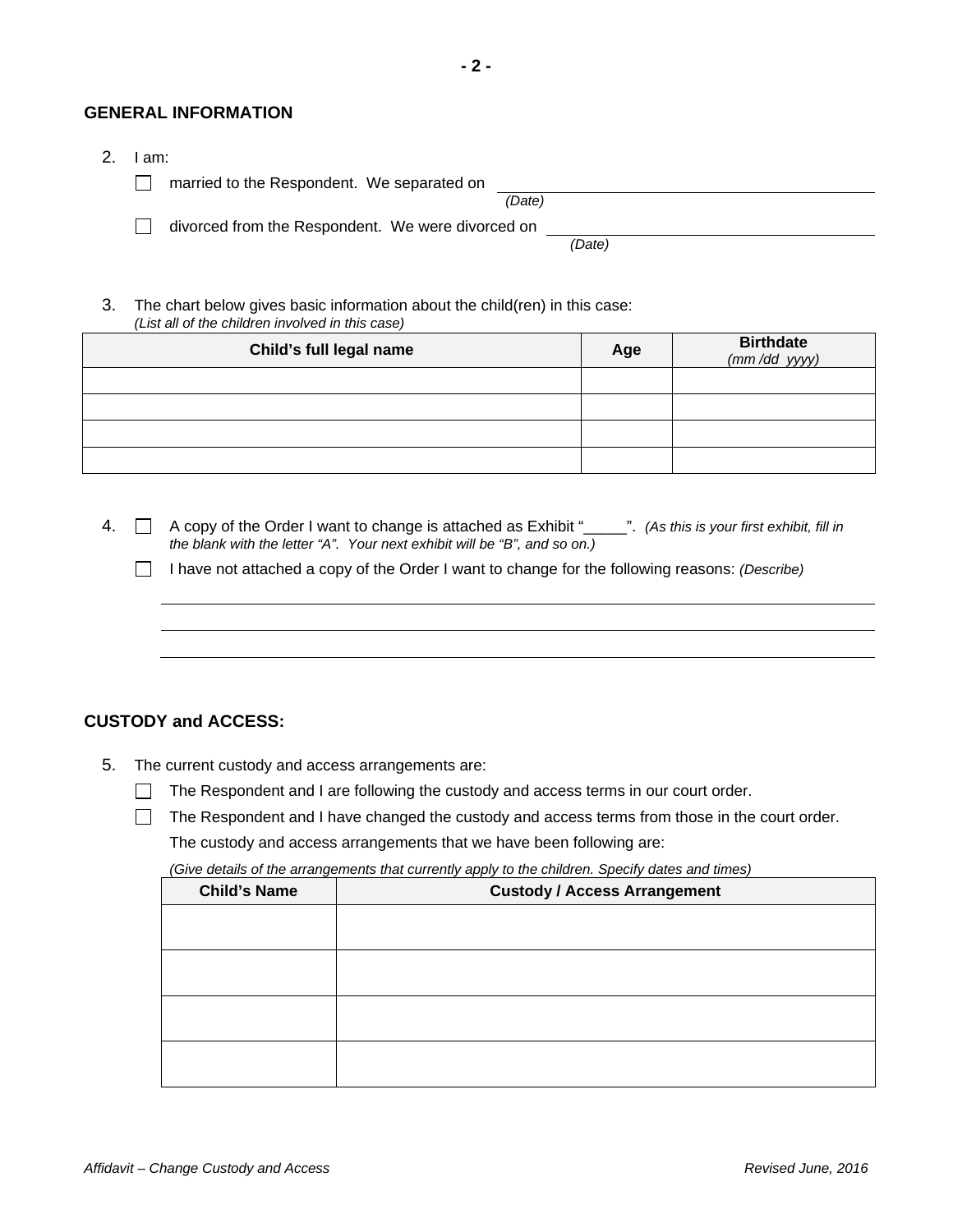## GENERAL INFORMATION

2. I am:

   ☐ married to the Respondent. We separated on ______________________
   *(Date)*

   ☐ divorced from the Respondent. We were divorced on ______________________
   *(Date)*

3. The chart below gives basic information about the child(ren) in this case:
   *(List all of the children involved in this case)*

| Child's full legal name | Age | Birthdate *(mm /dd yyyy)* |
|---|---|---|
| | | |
| | | |
| | | |
| | | |

4. ☐ A copy of the Order I want to change is attached as Exhibit "_____". *(As this is your first exhibit, fill in the blank with the letter "A". Your next exhibit will be "B", and so on.)*

   ☐ I have not attached a copy of the Order I want to change for the following reasons: *(Describe)*

   ______________________________________________________________________

   ______________________________________________________________________

   ______________________________________________________________________

## CUSTODY and ACCESS:

5. The current custody and access arrangements are:

   ☐ The Respondent and I are following the custody and access terms in our court order.

   ☐ The Respondent and I have changed the custody and access terms from those in the court order.
   The custody and access arrangements that we have been following are:

   *(Give details of the arrangements that currently apply to the children. Specify dates and times)*

| Child's Name | Custody / Access Arrangement |
|---|---|
| | |
| | |
| | |
| | |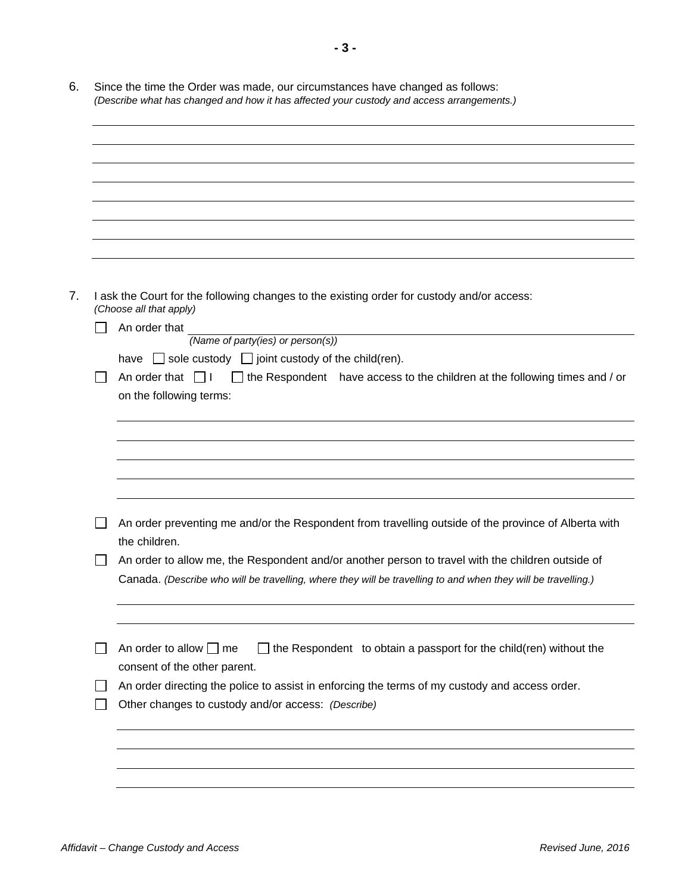6. Since the time the Order was made, our circumstances have changed as follows:
*(Describe what has changed and how it has affected your custody and access arrangements.)*

\_\_\_\_\_\_\_\_\_\_\_\_\_\_\_\_\_\_\_\_\_\_\_\_\_\_\_\_\_\_\_\_\_\_\_\_\_\_\_\_\_\_\_\_\_\_\_\_\_\_\_\_\_\_\_\_\_\_\_\_\_\_\_\_\_\_\_\_\_\_\_\_\_\_\_\_\_\_
\_\_\_\_\_\_\_\_\_\_\_\_\_\_\_\_\_\_\_\_\_\_\_\_\_\_\_\_\_\_\_\_\_\_\_\_\_\_\_\_\_\_\_\_\_\_\_\_\_\_\_\_\_\_\_\_\_\_\_\_\_\_\_\_\_\_\_\_\_\_\_\_\_\_\_\_\_\_
\_\_\_\_\_\_\_\_\_\_\_\_\_\_\_\_\_\_\_\_\_\_\_\_\_\_\_\_\_\_\_\_\_\_\_\_\_\_\_\_\_\_\_\_\_\_\_\_\_\_\_\_\_\_\_\_\_\_\_\_\_\_\_\_\_\_\_\_\_\_\_\_\_\_\_\_\_\_
\_\_\_\_\_\_\_\_\_\_\_\_\_\_\_\_\_\_\_\_\_\_\_\_\_\_\_\_\_\_\_\_\_\_\_\_\_\_\_\_\_\_\_\_\_\_\_\_\_\_\_\_\_\_\_\_\_\_\_\_\_\_\_\_\_\_\_\_\_\_\_\_\_\_\_\_\_\_
\_\_\_\_\_\_\_\_\_\_\_\_\_\_\_\_\_\_\_\_\_\_\_\_\_\_\_\_\_\_\_\_\_\_\_\_\_\_\_\_\_\_\_\_\_\_\_\_\_\_\_\_\_\_\_\_\_\_\_\_\_\_\_\_\_\_\_\_\_\_\_\_\_\_\_\_\_\_
\_\_\_\_\_\_\_\_\_\_\_\_\_\_\_\_\_\_\_\_\_\_\_\_\_\_\_\_\_\_\_\_\_\_\_\_\_\_\_\_\_\_\_\_\_\_\_\_\_\_\_\_\_\_\_\_\_\_\_\_\_\_\_\_\_\_\_\_\_\_\_\_\_\_\_\_\_\_
\_\_\_\_\_\_\_\_\_\_\_\_\_\_\_\_\_\_\_\_\_\_\_\_\_\_\_\_\_\_\_\_\_\_\_\_\_\_\_\_\_\_\_\_\_\_\_\_\_\_\_\_\_\_\_\_\_\_\_\_\_\_\_\_\_\_\_\_\_\_\_\_\_\_\_\_\_\_
\_\_\_\_\_\_\_\_\_\_\_\_\_\_\_\_\_\_\_\_\_\_\_\_\_\_\_\_\_\_\_\_\_\_\_\_\_\_\_\_\_\_\_\_\_\_\_\_\_\_\_\_\_\_\_\_\_\_\_\_\_\_\_\_\_\_\_\_\_\_\_\_\_\_\_\_\_\_

7. I ask the Court for the following changes to the existing order for custody and/or access:
*(Choose all that apply)*

☐ An order that \_\_\_\_\_\_\_\_\_\_\_\_\_\_\_\_\_\_\_\_\_\_\_\_\_\_\_\_\_\_\_\_\_\_\_\_\_\_\_\_\_\_\_\_\_\_\_\_\_\_\_\_
*(Name of party(ies) or person(s))*
have ☐ sole custody ☐ joint custody of the child(ren).

☐ An order that ☐ I ☐ the Respondent have access to the children at the following times and / or on the following terms:

\_\_\_\_\_\_\_\_\_\_\_\_\_\_\_\_\_\_\_\_\_\_\_\_\_\_\_\_\_\_\_\_\_\_\_\_\_\_\_\_\_\_\_\_\_\_\_\_\_\_\_\_\_\_\_\_\_\_\_\_\_\_\_\_\_\_\_\_\_\_\_\_\_\_
\_\_\_\_\_\_\_\_\_\_\_\_\_\_\_\_\_\_\_\_\_\_\_\_\_\_\_\_\_\_\_\_\_\_\_\_\_\_\_\_\_\_\_\_\_\_\_\_\_\_\_\_\_\_\_\_\_\_\_\_\_\_\_\_\_\_\_\_\_\_\_\_\_\_
\_\_\_\_\_\_\_\_\_\_\_\_\_\_\_\_\_\_\_\_\_\_\_\_\_\_\_\_\_\_\_\_\_\_\_\_\_\_\_\_\_\_\_\_\_\_\_\_\_\_\_\_\_\_\_\_\_\_\_\_\_\_\_\_\_\_\_\_\_\_\_\_\_\_
\_\_\_\_\_\_\_\_\_\_\_\_\_\_\_\_\_\_\_\_\_\_\_\_\_\_\_\_\_\_\_\_\_\_\_\_\_\_\_\_\_\_\_\_\_\_\_\_\_\_\_\_\_\_\_\_\_\_\_\_\_\_\_\_\_\_\_\_\_\_\_\_\_\_
\_\_\_\_\_\_\_\_\_\_\_\_\_\_\_\_\_\_\_\_\_\_\_\_\_\_\_\_\_\_\_\_\_\_\_\_\_\_\_\_\_\_\_\_\_\_\_\_\_\_\_\_\_\_\_\_\_\_\_\_\_\_\_\_\_\_\_\_\_\_\_\_\_\_

☐ An order preventing me and/or the Respondent from travelling outside of the province of Alberta with the children.

☐ An order to allow me, the Respondent and/or another person to travel with the children outside of Canada. *(Describe who will be travelling, where they will be travelling to and when they will be travelling.)*

\_\_\_\_\_\_\_\_\_\_\_\_\_\_\_\_\_\_\_\_\_\_\_\_\_\_\_\_\_\_\_\_\_\_\_\_\_\_\_\_\_\_\_\_\_\_\_\_\_\_\_\_\_\_\_\_\_\_\_\_\_\_\_\_\_\_\_\_\_\_\_\_\_\_
\_\_\_\_\_\_\_\_\_\_\_\_\_\_\_\_\_\_\_\_\_\_\_\_\_\_\_\_\_\_\_\_\_\_\_\_\_\_\_\_\_\_\_\_\_\_\_\_\_\_\_\_\_\_\_\_\_\_\_\_\_\_\_\_\_\_\_\_\_\_\_\_\_\_

☐ An order to allow ☐ me ☐ the Respondent to obtain a passport for the child(ren) without the consent of the other parent.

☐ An order directing the police to assist in enforcing the terms of my custody and access order.

☐ Other changes to custody and/or access: *(Describe)*

\_\_\_\_\_\_\_\_\_\_\_\_\_\_\_\_\_\_\_\_\_\_\_\_\_\_\_\_\_\_\_\_\_\_\_\_\_\_\_\_\_\_\_\_\_\_\_\_\_\_\_\_\_\_\_\_\_\_\_\_\_\_\_\_\_\_\_\_\_\_\_\_\_\_
\_\_\_\_\_\_\_\_\_\_\_\_\_\_\_\_\_\_\_\_\_\_\_\_\_\_\_\_\_\_\_\_\_\_\_\_\_\_\_\_\_\_\_\_\_\_\_\_\_\_\_\_\_\_\_\_\_\_\_\_\_\_\_\_\_\_\_\_\_\_\_\_\_\_
\_\_\_\_\_\_\_\_\_\_\_\_\_\_\_\_\_\_\_\_\_\_\_\_\_\_\_\_\_\_\_\_\_\_\_\_\_\_\_\_\_\_\_\_\_\_\_\_\_\_\_\_\_\_\_\_\_\_\_\_\_\_\_\_\_\_\_\_\_\_\_\_\_\_
\_\_\_\_\_\_\_\_\_\_\_\_\_\_\_\_\_\_\_\_\_\_\_\_\_\_\_\_\_\_\_\_\_\_\_\_\_\_\_\_\_\_\_\_\_\_\_\_\_\_\_\_\_\_\_\_\_\_\_\_\_\_\_\_\_\_\_\_\_\_\_\_\_\_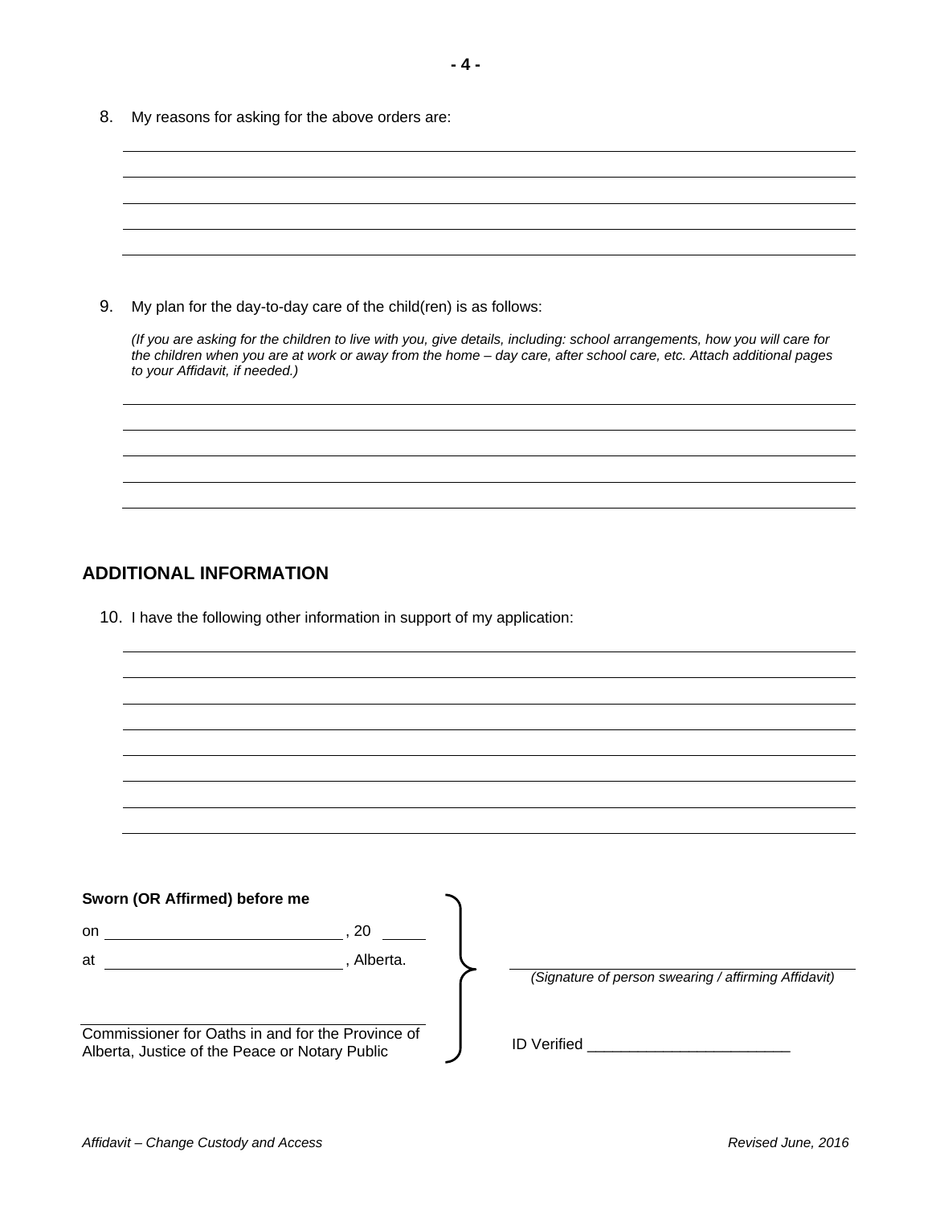8. My reasons for asking for the above orders are:

______________________________________________________________________________

______________________________________________________________________________

______________________________________________________________________________

______________________________________________________________________________

______________________________________________________________________________

9. My plan for the day-to-day care of the child(ren) is as follows:

*(If you are asking for the children to live with you, give details, including: school arrangements, how you will care for the children when you are at work or away from the home – day care, after school care, etc. Attach additional pages to your Affidavit, if needed.)*

______________________________________________________________________________

______________________________________________________________________________

______________________________________________________________________________

______________________________________________________________________________

______________________________________________________________________________

## ADDITIONAL INFORMATION

10. I have the following other information in support of my application:

______________________________________________________________________________

______________________________________________________________________________

______________________________________________________________________________

______________________________________________________________________________

______________________________________________________________________________

______________________________________________________________________________

______________________________________________________________________________

______________________________________________________________________________

**Sworn (OR Affirmed) before me**

on ____________________________, 20 _____

at ____________________________, Alberta.

______________________________________________
Commissioner for Oaths in and for the Province of Alberta, Justice of the Peace or Notary Public

______________________________________________
*(Signature of person swearing / affirming Affidavit)*

ID Verified ________________________

*Affidavit – Change Custody and Access* *Revised June, 2016*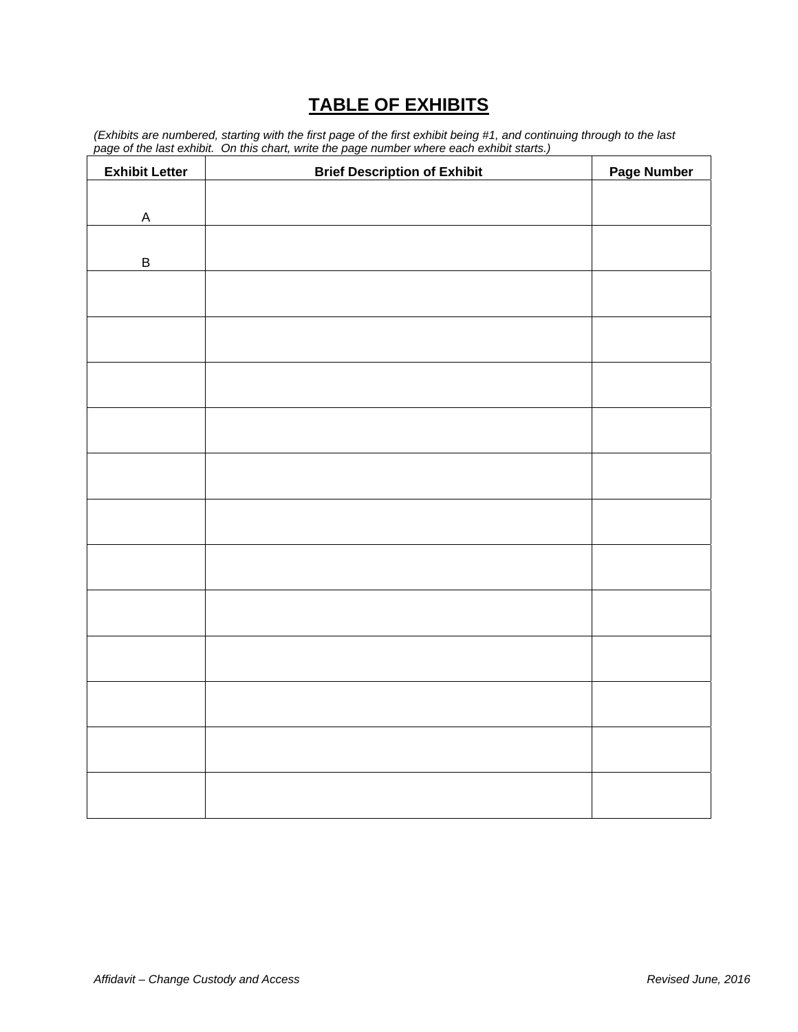# TABLE OF EXHIBITS

*(Exhibits are numbered, starting with the first page of the first exhibit being #1, and continuing through to the last page of the last exhibit. On this chart, write the page number where each exhibit starts.)*

| Exhibit Letter | Brief Description of Exhibit | Page Number |
|---|---|---|
| A | | |
| B | | |
| | | |
| | | |
| | | |
| | | |
| | | |
| | | |
| | | |
| | | |
| | | |
| | | |
| | | |
| | | |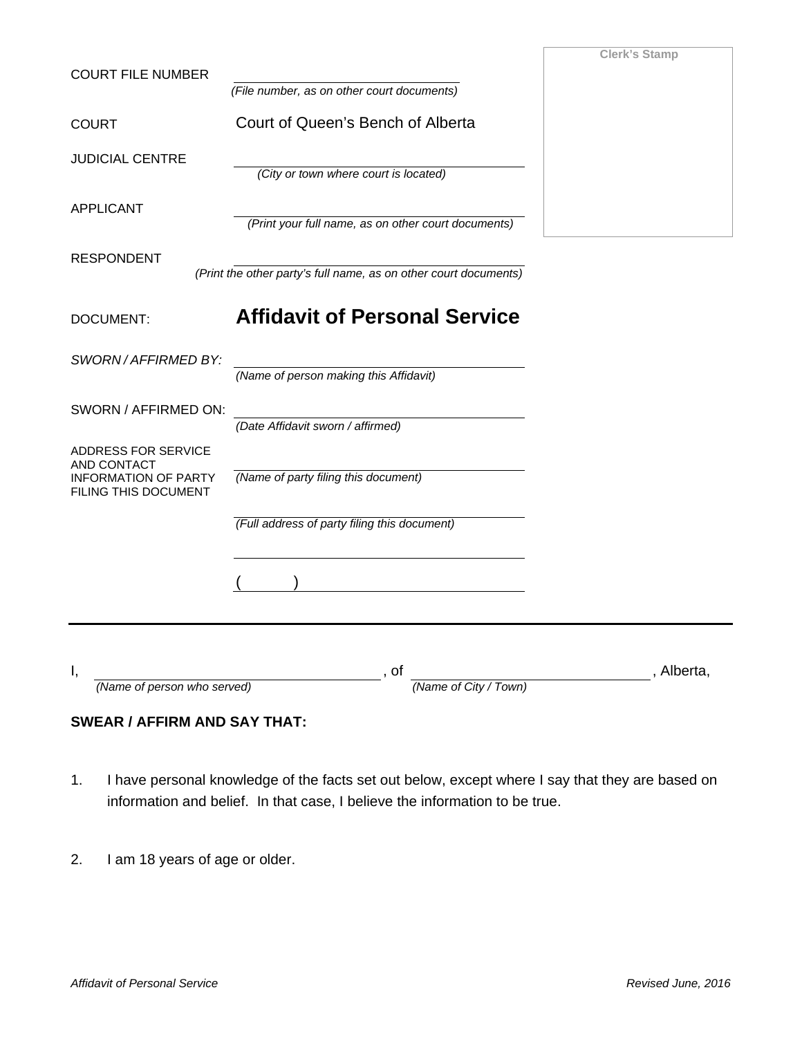| | | Clerk's Stamp |
|---|---|---|
| COURT FILE NUMBER | ______________________ *(File number, as on other court documents)* | |
| COURT | Court of Queen's Bench of Alberta | |
| JUDICIAL CENTRE | ______________________ *(City or town where court is located)* | |
| APPLICANT | ______________________ *(Print your full name, as on other court documents)* | |
| RESPONDENT | ______________________ *(Print the other party's full name, as on other court documents)* | |
| DOCUMENT: | **Affidavit of Personal Service** | |
| *SWORN / AFFIRMED BY:* | ______________________ *(Name of person making this Affidavit)* | |
| SWORN / AFFIRMED ON: | ______________________ *(Date Affidavit sworn / affirmed)* | |
| ADDRESS FOR SERVICE AND CONTACT INFORMATION OF PARTY FILING THIS DOCUMENT | ______________________ *(Name of party filing this document)* | |
| | ______________________ *(Full address of party filing this document)* | |
| | ______________________ | |
| | (      ) ______________________ | |

---

I, ______________________ *(Name of person who served)*, of ______________________ *(Name of City / Town)*, Alberta,

**SWEAR / AFFIRM AND SAY THAT:**

1. I have personal knowledge of the facts set out below, except where I say that they are based on information and belief. In that case, I believe the information to be true.

2. I am 18 years of age or older.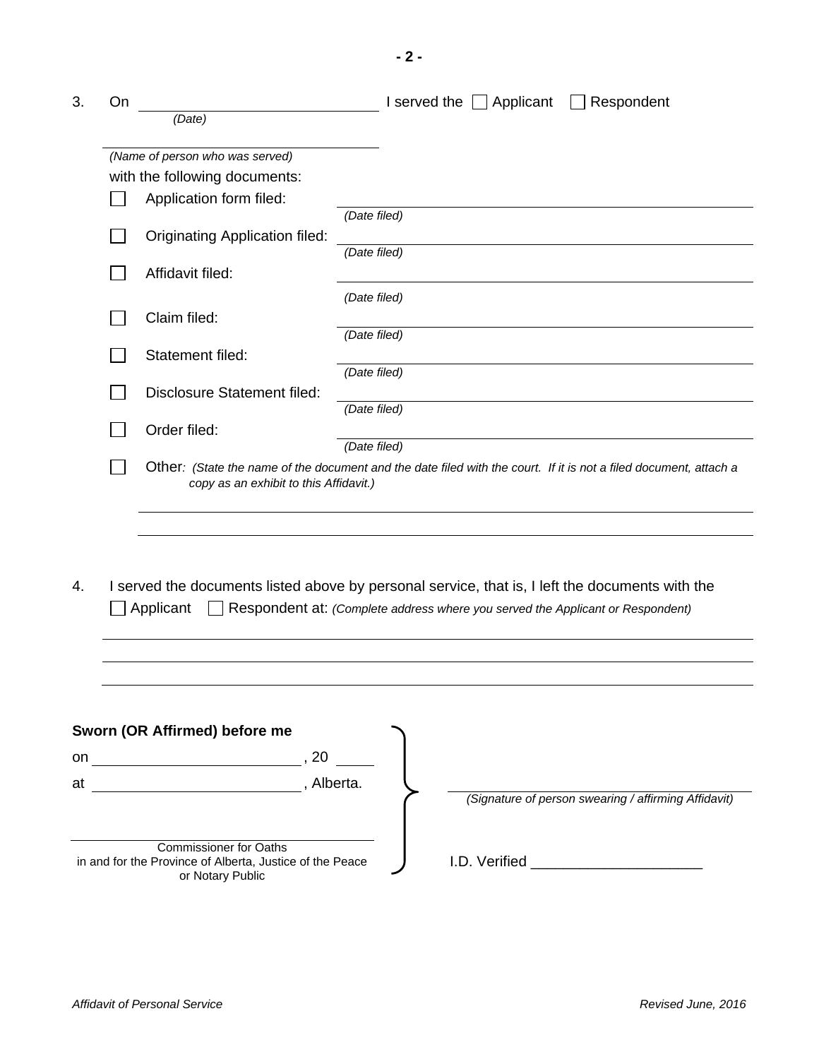3. On \_\_\_\_\_\_\_\_\_\_\_\_\_\_\_\_\_\_\_\_\_\_\_\_ I served the ☐ Applicant ☐ Respondent
*(Date)*

\_\_\_\_\_\_\_\_\_\_\_\_\_\_\_\_\_\_\_\_\_\_\_\_\_\_\_\_\_\_\_\_\_\_
*(Name of person who was served)*

with the following documents:

- ☐ Application form filed: \_\_\_\_\_\_\_\_\_\_\_\_\_\_\_\_\_\_\_\_\_\_\_\_
  *(Date filed)*
- ☐ Originating Application filed: \_\_\_\_\_\_\_\_\_\_\_\_\_\_\_\_\_\_\_\_\_\_\_\_
  *(Date filed)*
- ☐ Affidavit filed: \_\_\_\_\_\_\_\_\_\_\_\_\_\_\_\_\_\_\_\_\_\_\_\_
  *(Date filed)*
- ☐ Claim filed: \_\_\_\_\_\_\_\_\_\_\_\_\_\_\_\_\_\_\_\_\_\_\_\_
  *(Date filed)*
- ☐ Statement filed: \_\_\_\_\_\_\_\_\_\_\_\_\_\_\_\_\_\_\_\_\_\_\_\_
  *(Date filed)*
- ☐ Disclosure Statement filed: \_\_\_\_\_\_\_\_\_\_\_\_\_\_\_\_\_\_\_\_\_\_\_\_
  *(Date filed)*
- ☐ Order filed: \_\_\_\_\_\_\_\_\_\_\_\_\_\_\_\_\_\_\_\_\_\_\_\_
  *(Date filed)*
- ☐ Other*: (State the name of the document and the date filed with the court. If it is not a filed document, attach a copy as an exhibit to this Affidavit.)*

\_\_\_\_\_\_\_\_\_\_\_\_\_\_\_\_\_\_\_\_\_\_\_\_\_\_\_\_\_\_\_\_\_\_\_\_\_\_\_\_\_\_\_\_\_\_\_\_\_\_\_\_\_\_\_\_\_\_\_\_

\_\_\_\_\_\_\_\_\_\_\_\_\_\_\_\_\_\_\_\_\_\_\_\_\_\_\_\_\_\_\_\_\_\_\_\_\_\_\_\_\_\_\_\_\_\_\_\_\_\_\_\_\_\_\_\_\_\_\_\_

4. I served the documents listed above by personal service, that is, I left the documents with the ☐ Applicant ☐ Respondent at: *(Complete address where you served the Applicant or Respondent)*

\_\_\_\_\_\_\_\_\_\_\_\_\_\_\_\_\_\_\_\_\_\_\_\_\_\_\_\_\_\_\_\_\_\_\_\_\_\_\_\_\_\_\_\_\_\_\_\_\_\_\_\_\_\_\_\_\_\_\_\_

\_\_\_\_\_\_\_\_\_\_\_\_\_\_\_\_\_\_\_\_\_\_\_\_\_\_\_\_\_\_\_\_\_\_\_\_\_\_\_\_\_\_\_\_\_\_\_\_\_\_\_\_\_\_\_\_\_\_\_\_

\_\_\_\_\_\_\_\_\_\_\_\_\_\_\_\_\_\_\_\_\_\_\_\_\_\_\_\_\_\_\_\_\_\_\_\_\_\_\_\_\_\_\_\_\_\_\_\_\_\_\_\_\_\_\_\_\_\_\_\_

**Sworn (OR Affirmed) before me**

on \_\_\_\_\_\_\_\_\_\_\_\_\_\_\_\_\_\_\_\_\_\_\_\_, 20 \_\_\_\_\_

at \_\_\_\_\_\_\_\_\_\_\_\_\_\_\_\_\_\_\_\_\_\_\_\_, Alberta.

\_\_\_\_\_\_\_\_\_\_\_\_\_\_\_\_\_\_\_\_\_\_\_\_\_\_\_\_\_\_\_\_\_\_\_\_\_\_
*(Signature of person swearing / affirming Affidavit)*

\_\_\_\_\_\_\_\_\_\_\_\_\_\_\_\_\_\_\_\_\_\_\_\_\_\_\_\_\_\_\_\_\_\_\_\_\_\_
Commissioner for Oaths
in and for the Province of Alberta, Justice of the Peace
or Notary Public

I.D. Verified \_\_\_\_\_\_\_\_\_\_\_\_\_\_\_\_\_\_\_\_